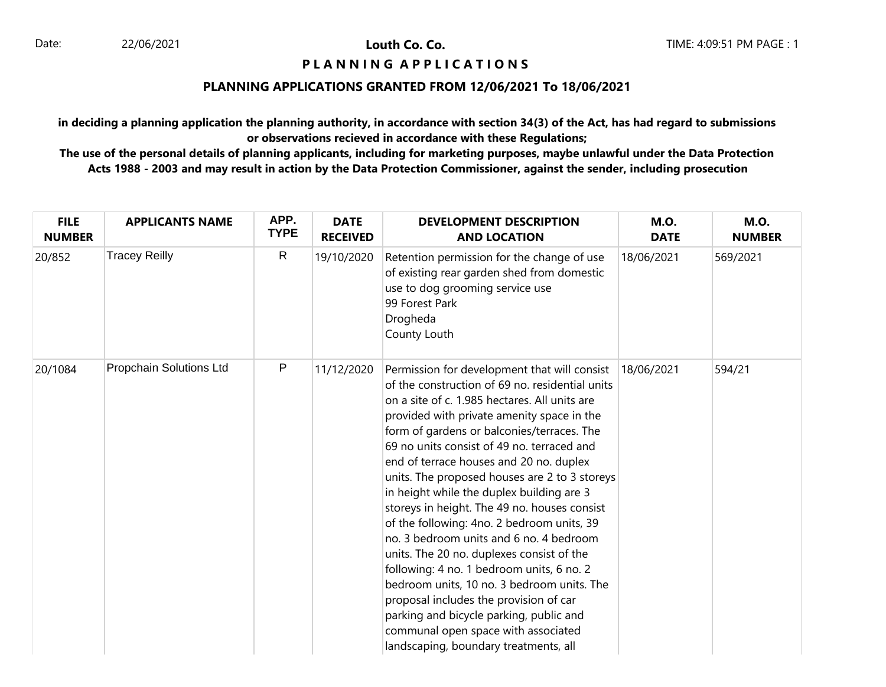Date: 22/06/2021

**Louth Co. Co.**

TIME: 4:09:51 PM PAGE : 1

# P L A N N I N G   A P P L I C A T I O N S

## PLANNING APPLICATIONS GRANTED FROM 12/06/2021 To 18/06/2021

**in deciding a planning application the planning authority, in accordance with section 34(3) of the Act, has had regard to submissions or observations recieved in accordance with these Regulations;**

**The use of the personal details of planning applicants, including for marketing purposes, maybe unlawful under the Data Protection Acts 1988 - 2003 and may result in action by the Data Protection Commissioner, against the sender, including prosecution**

| FILE NUMBER | APPLICANTS NAME | APP. TYPE | DATE RECEIVED | DEVELOPMENT DESCRIPTION AND LOCATION | M.O. DATE | M.O. NUMBER |
|---|---|---|---|---|---|---|
| 20/852 | Tracey Reilly | R | 19/10/2020 | Retention permission for the change of use of existing rear garden shed from domestic use to dog grooming service use<br>99 Forest Park<br>Drogheda<br>County Louth | 18/06/2021 | 569/2021 |
| 20/1084 | Propchain Solutions Ltd | P | 11/12/2020 | Permission for development that will consist of the construction of 69 no. residential units on a site of c. 1.985 hectares. All units are provided with private amenity space in the form of gardens or balconies/terraces. The 69 no units consist of 49 no. terraced and end of terrace houses and 20 no. duplex units. The proposed houses are 2 to 3 storeys in height while the duplex building are 3 storeys in height. The 49 no. houses consist of the following: 4no. 2 bedroom units, 39 no. 3 bedroom units and 6 no. 4 bedroom units. The 20 no. duplexes consist of the following: 4 no. 1 bedroom units, 6 no. 2 bedroom units, 10 no. 3 bedroom units. The proposal includes the provision of car parking and bicycle parking, public and communal open space with associated landscaping, boundary treatments, all | 18/06/2021 | 594/21 |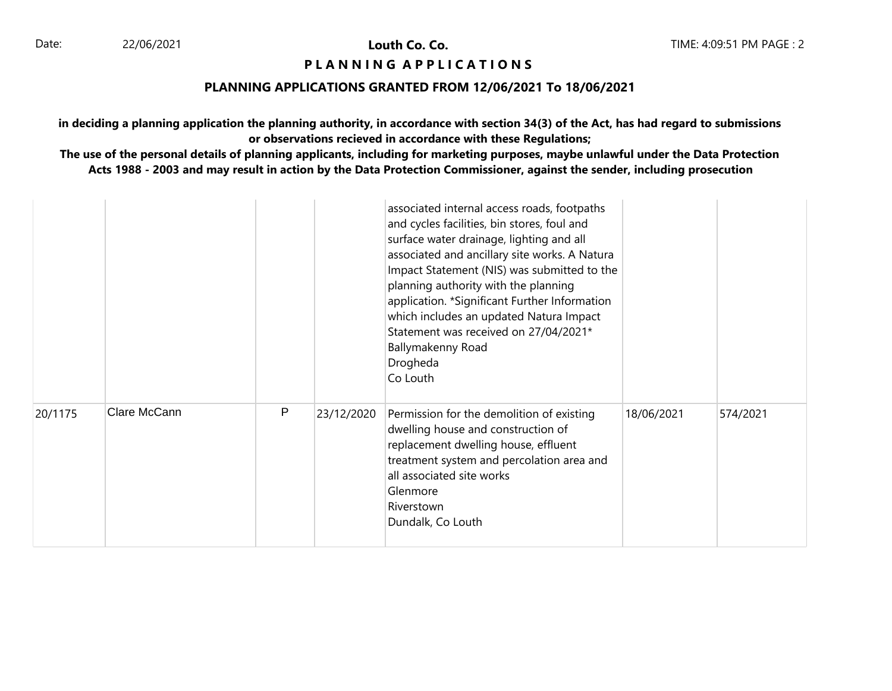**Louth Co. Co.**

**P L A N N I N G A P P L I C A T I O N S**

**PLANNING APPLICATIONS GRANTED FROM 12/06/2021 To 18/06/2021**

**in deciding a planning application the planning authority, in accordance with section 34(3) of the Act, has had regard to submissions or observations recieved in accordance with these Regulations;**

**The use of the personal details of planning applicants, including for marketing purposes, maybe unlawful under the Data Protection Acts 1988 - 2003 and may result in action by the Data Protection Commissioner, against the sender, including prosecution**

| | | | | | | |
|---|---|---|---|---|---|---|
| | | | | associated internal access roads, footpaths and cycles facilities, bin stores, foul and surface water drainage, lighting and all associated and ancillary site works. A Natura Impact Statement (NIS) was submitted to the planning authority with the planning application. *Significant Further Information which includes an updated Natura Impact Statement was received on 27/04/2021* Ballymakenny Road Drogheda Co Louth | | |
| 20/1175 | Clare McCann | P | 23/12/2020 | Permission for the demolition of existing dwelling house and construction of replacement dwelling house, effluent treatment system and percolation area and all associated site works Glenmore Riverstown Dundalk, Co Louth | 18/06/2021 | 574/2021 |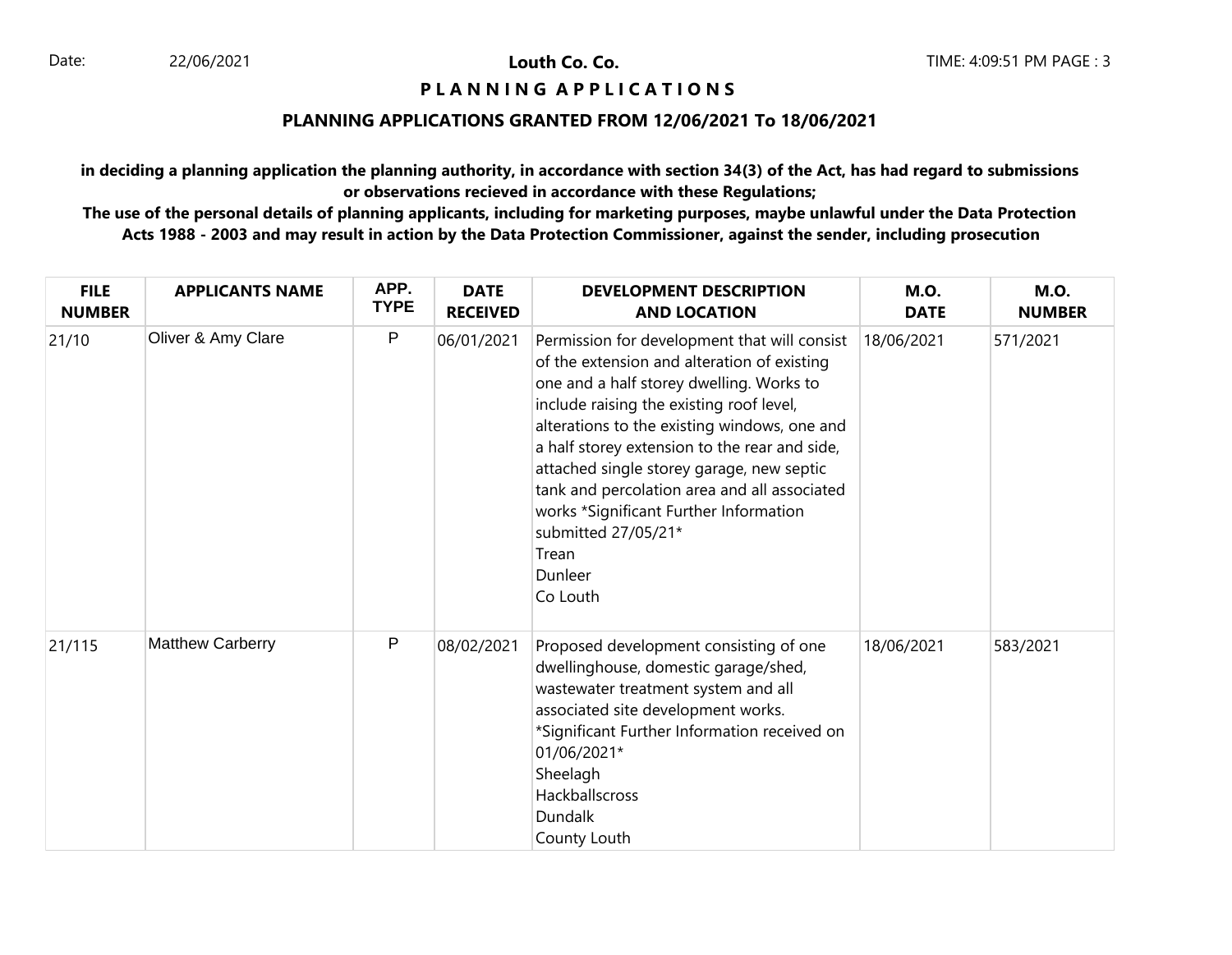# Louth Co. Co.

## PLANNING APPLICATIONS

### PLANNING APPLICATIONS GRANTED FROM 12/06/2021 To 18/06/2021

**in deciding a planning application the planning authority, in accordance with section 34(3) of the Act, has had regard to submissions or observations recieved in accordance with these Regulations;**

**The use of the personal details of planning applicants, including for marketing purposes, maybe unlawful under the Data Protection Acts 1988 - 2003 and may result in action by the Data Protection Commissioner, against the sender, including prosecution**

| FILE NUMBER | APPLICANTS NAME | APP. TYPE | DATE RECEIVED | DEVELOPMENT DESCRIPTION AND LOCATION | M.O. DATE | M.O. NUMBER |
|---|---|---|---|---|---|---|
| 21/10 | Oliver & Amy Clare | P | 06/01/2021 | Permission for development that will consist of the extension and alteration of existing one and a half storey dwelling. Works to include raising the existing roof level, alterations to the existing windows, one and a half storey extension to the rear and side, attached single storey garage, new septic tank and percolation area and all associated works *Significant Further Information submitted 27/05/21* Trean Dunleer Co Louth | 18/06/2021 | 571/2021 |
| 21/115 | Matthew Carberry | P | 08/02/2021 | Proposed development consisting of one dwellinghouse, domestic garage/shed, wastewater treatment system and all associated site development works. *Significant Further Information received on 01/06/2021* Sheelagh Hackballscross Dundalk County Louth | 18/06/2021 | 583/2021 |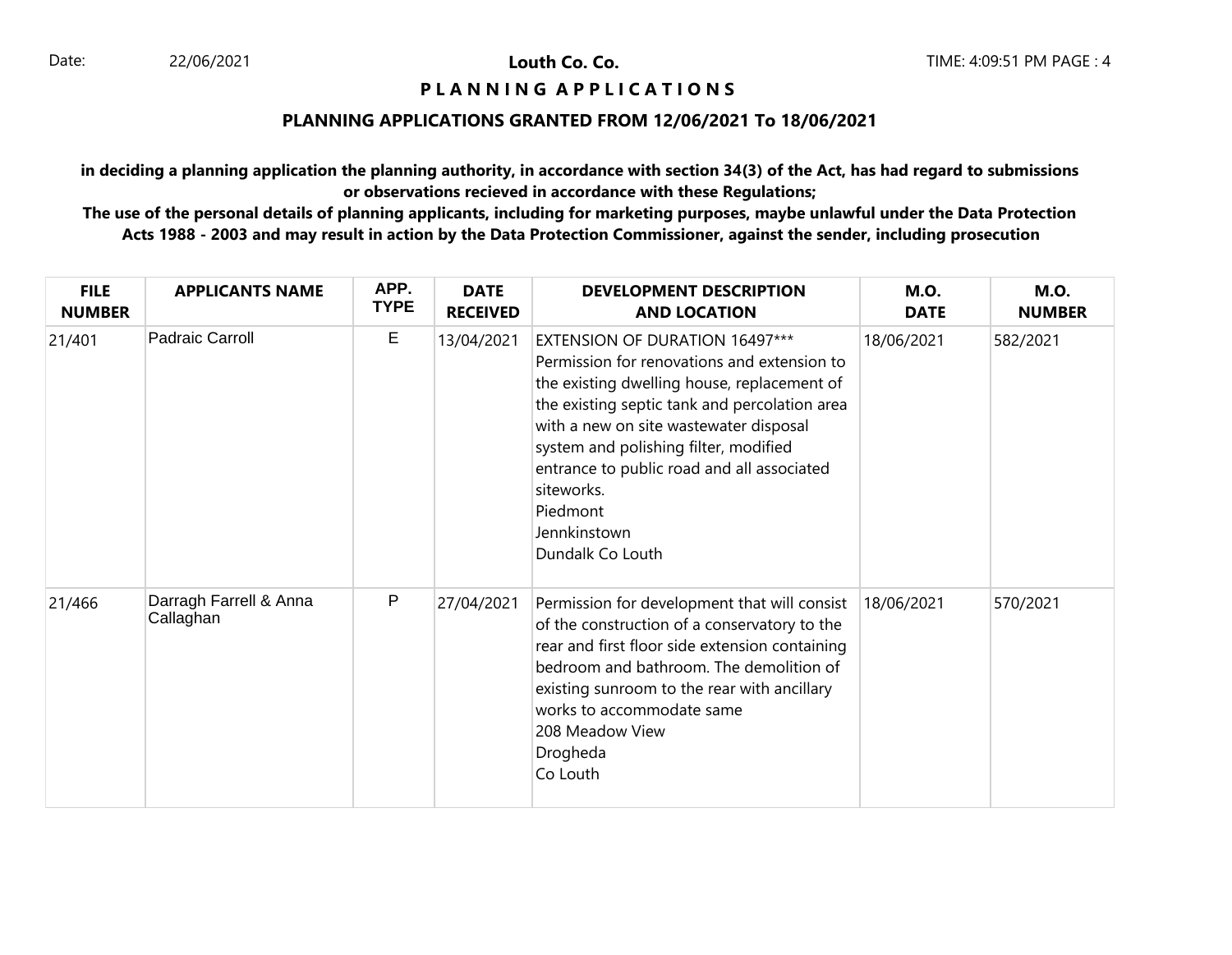**Louth Co. Co.**

**P L A N N I N G   A P P L I C A T I O N S**

## PLANNING APPLICATIONS GRANTED FROM 12/06/2021 To 18/06/2021

**in deciding a planning application the planning authority, in accordance with section 34(3) of the Act, has had regard to submissions or observations recieved in accordance with these Regulations;**

**The use of the personal details of planning applicants, including for marketing purposes, maybe unlawful under the Data Protection Acts 1988 - 2003 and may result in action by the Data Protection Commissioner, against the sender, including prosecution**

| FILE NUMBER | APPLICANTS NAME | APP. TYPE | DATE RECEIVED | DEVELOPMENT DESCRIPTION AND LOCATION | M.O. DATE | M.O. NUMBER |
|---|---|---|---|---|---|---|
| 21/401 | Padraic Carroll | E | 13/04/2021 | EXTENSION OF DURATION 16497*** Permission for renovations and extension to the existing dwelling house, replacement of the existing septic tank and percolation area with a new on site wastewater disposal system and polishing filter, modified entrance to public road and all associated siteworks. Piedmont Jennkinstown Dundalk Co Louth | 18/06/2021 | 582/2021 |
| 21/466 | Darragh Farrell & Anna Callaghan | P | 27/04/2021 | Permission for development that will consist of the construction of a conservatory to the rear and first floor side extension containing bedroom and bathroom. The demolition of existing sunroom to the rear with ancillary works to accommodate same 208 Meadow View Drogheda Co Louth | 18/06/2021 | 570/2021 |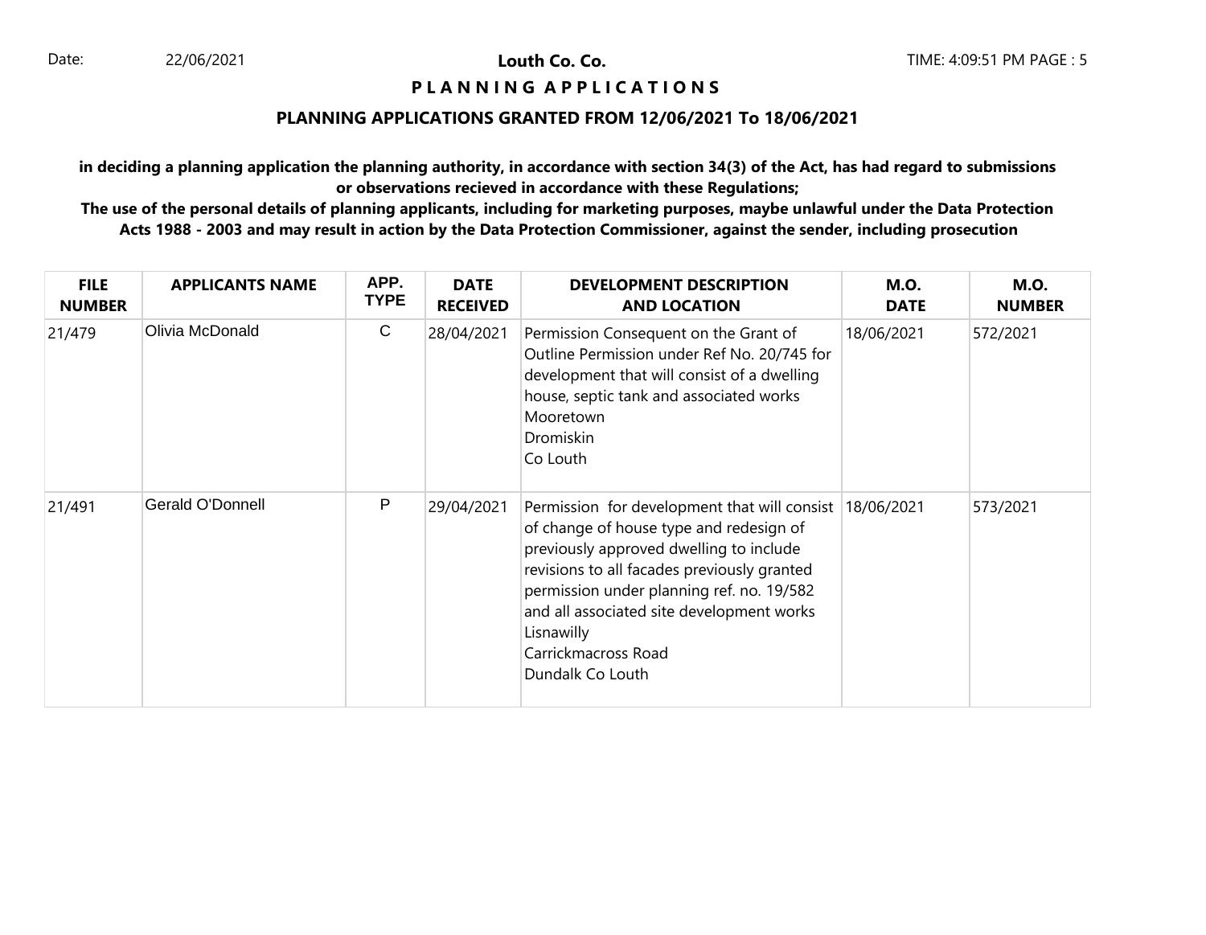**Louth Co. Co.**

**P L A N N I N G A P P L I C A T I O N S**

**PLANNING APPLICATIONS GRANTED FROM 12/06/2021 To 18/06/2021**

**in deciding a planning application the planning authority, in accordance with section 34(3) of the Act, has had regard to submissions or observations recieved in accordance with these Regulations;**

**The use of the personal details of planning applicants, including for marketing purposes, maybe unlawful under the Data Protection Acts 1988 - 2003 and may result in action by the Data Protection Commissioner, against the sender, including prosecution**

| FILE NUMBER | APPLICANTS NAME | APP. TYPE | DATE RECEIVED | DEVELOPMENT DESCRIPTION AND LOCATION | M.O. DATE | M.O. NUMBER |
|---|---|---|---|---|---|---|
| 21/479 | Olivia McDonald | C | 28/04/2021 | Permission Consequent on the Grant of Outline Permission under Ref No. 20/745 for development that will consist of a dwelling house, septic tank and associated works Mooretown Dromiskin Co Louth | 18/06/2021 | 572/2021 |
| 21/491 | Gerald O'Donnell | P | 29/04/2021 | Permission for development that will consist of change of house type and redesign of previously approved dwelling to include revisions to all facades previously granted permission under planning ref. no. 19/582 and all associated site development works Lisnawilly Carrickmacross Road Dundalk Co Louth | 18/06/2021 | 573/2021 |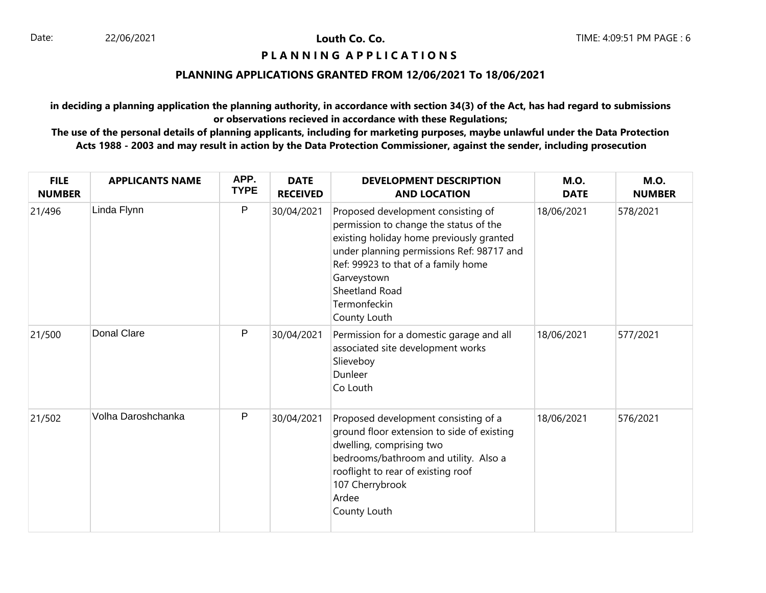# Louth Co. Co.

## PLANNING APPLICATIONS

### PLANNING APPLICATIONS GRANTED FROM 12/06/2021 To 18/06/2021

**in deciding a planning application the planning authority, in accordance with section 34(3) of the Act, has had regard to submissions or observations recieved in accordance with these Regulations;**

**The use of the personal details of planning applicants, including for marketing purposes, maybe unlawful under the Data Protection Acts 1988 - 2003 and may result in action by the Data Protection Commissioner, against the sender, including prosecution**

| FILE NUMBER | APPLICANTS NAME | APP. TYPE | DATE RECEIVED | DEVELOPMENT DESCRIPTION AND LOCATION | M.O. DATE | M.O. NUMBER |
|---|---|---|---|---|---|---|
| 21/496 | Linda Flynn | P | 30/04/2021 | Proposed development consisting of permission to change the status of the existing holiday home previously granted under planning permissions Ref: 98717 and Ref: 99923 to that of a family home<br>Garveystown<br>Sheetland Road<br>Termonfeckin<br>County Louth | 18/06/2021 | 578/2021 |
| 21/500 | Donal Clare | P | 30/04/2021 | Permission for a domestic garage and all associated site development works<br>Slieveboy<br>Dunleer<br>Co Louth | 18/06/2021 | 577/2021 |
| 21/502 | Volha Daroshchanka | P | 30/04/2021 | Proposed development consisting of a ground floor extension to side of existing dwelling, comprising two bedrooms/bathroom and utility. Also a rooflight to rear of existing roof<br>107 Cherrybrook<br>Ardee<br>County Louth | 18/06/2021 | 576/2021 |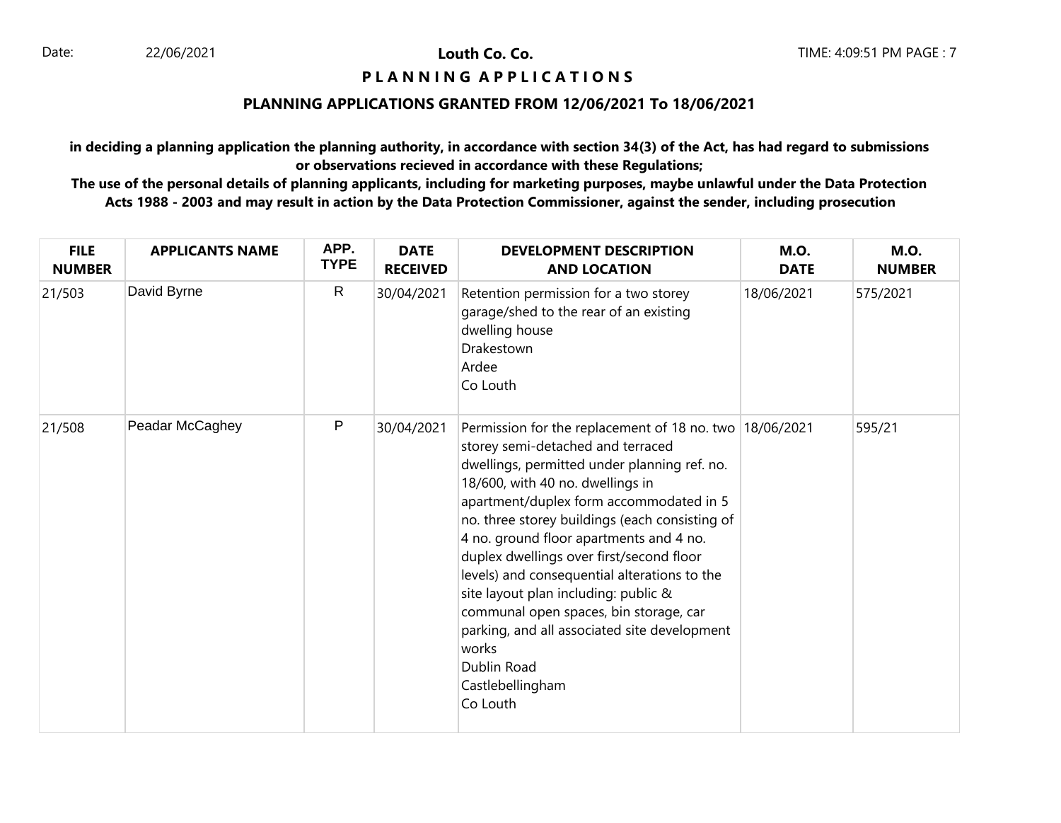## Louth Co. Co.

### P L A N N I N G A P P L I C A T I O N S

### PLANNING APPLICATIONS GRANTED FROM 12/06/2021 To 18/06/2021

**in deciding a planning application the planning authority, in accordance with section 34(3) of the Act, has had regard to submissions or observations recieved in accordance with these Regulations;**

**The use of the personal details of planning applicants, including for marketing purposes, maybe unlawful under the Data Protection Acts 1988 - 2003 and may result in action by the Data Protection Commissioner, against the sender, including prosecution**

| FILE NUMBER | APPLICANTS NAME | APP. TYPE | DATE RECEIVED | DEVELOPMENT DESCRIPTION AND LOCATION | M.O. DATE | M.O. NUMBER |
|---|---|---|---|---|---|---|
| 21/503 | David Byrne | R | 30/04/2021 | Retention permission for a two storey garage/shed to the rear of an existing dwelling house<br>Drakestown<br>Ardee<br>Co Louth | 18/06/2021 | 575/2021 |
| 21/508 | Peadar McCaghey | P | 30/04/2021 | Permission for the replacement of 18 no. two storey semi-detached and terraced dwellings, permitted under planning ref. no. 18/600, with 40 no. dwellings in apartment/duplex form accommodated in 5 no. three storey buildings (each consisting of 4 no. ground floor apartments and 4 no. duplex dwellings over first/second floor levels) and consequential alterations to the site layout plan including: public & communal open spaces, bin storage, car parking, and all associated site development works<br>Dublin Road<br>Castlebellingham<br>Co Louth | 18/06/2021 | 595/21 |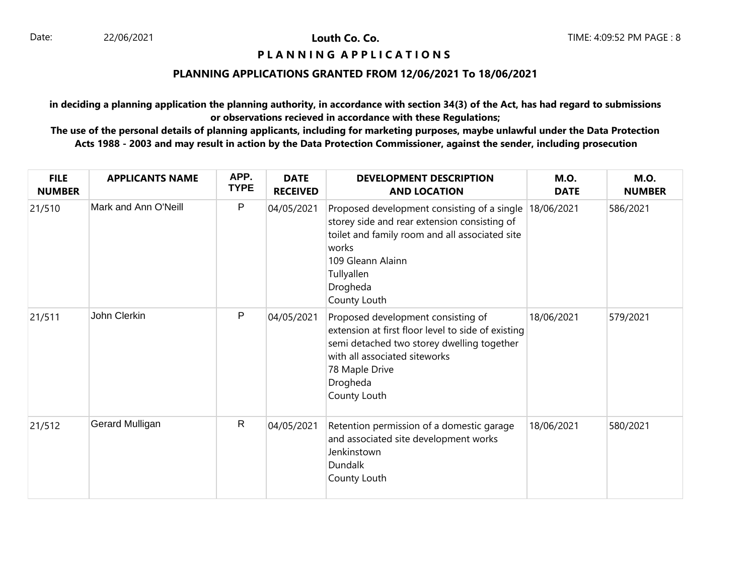**Louth Co. Co.**

**P L A N N I N G A P P L I C A T I O N S**

## PLANNING APPLICATIONS GRANTED FROM 12/06/2021 To 18/06/2021

**in deciding a planning application the planning authority, in accordance with section 34(3) of the Act, has had regard to submissions or observations recieved in accordance with these Regulations;**

**The use of the personal details of planning applicants, including for marketing purposes, maybe unlawful under the Data Protection Acts 1988 - 2003 and may result in action by the Data Protection Commissioner, against the sender, including prosecution**

| FILE NUMBER | APPLICANTS NAME | APP. TYPE | DATE RECEIVED | DEVELOPMENT DESCRIPTION AND LOCATION | M.O. DATE | M.O. NUMBER |
|---|---|---|---|---|---|---|
| 21/510 | Mark and Ann O'Neill | P | 04/05/2021 | Proposed development consisting of a single storey side and rear extension consisting of toilet and family room and all associated site works<br>109 Gleann Alainn<br>Tullyallen<br>Drogheda<br>County Louth | 18/06/2021 | 586/2021 |
| 21/511 | John Clerkin | P | 04/05/2021 | Proposed development consisting of extension at first floor level to side of existing semi detached two storey dwelling together with all associated siteworks<br>78 Maple Drive<br>Drogheda<br>County Louth | 18/06/2021 | 579/2021 |
| 21/512 | Gerard Mulligan | R | 04/05/2021 | Retention permission of a domestic garage and associated site development works<br>Jenkinstown<br>Dundalk<br>County Louth | 18/06/2021 | 580/2021 |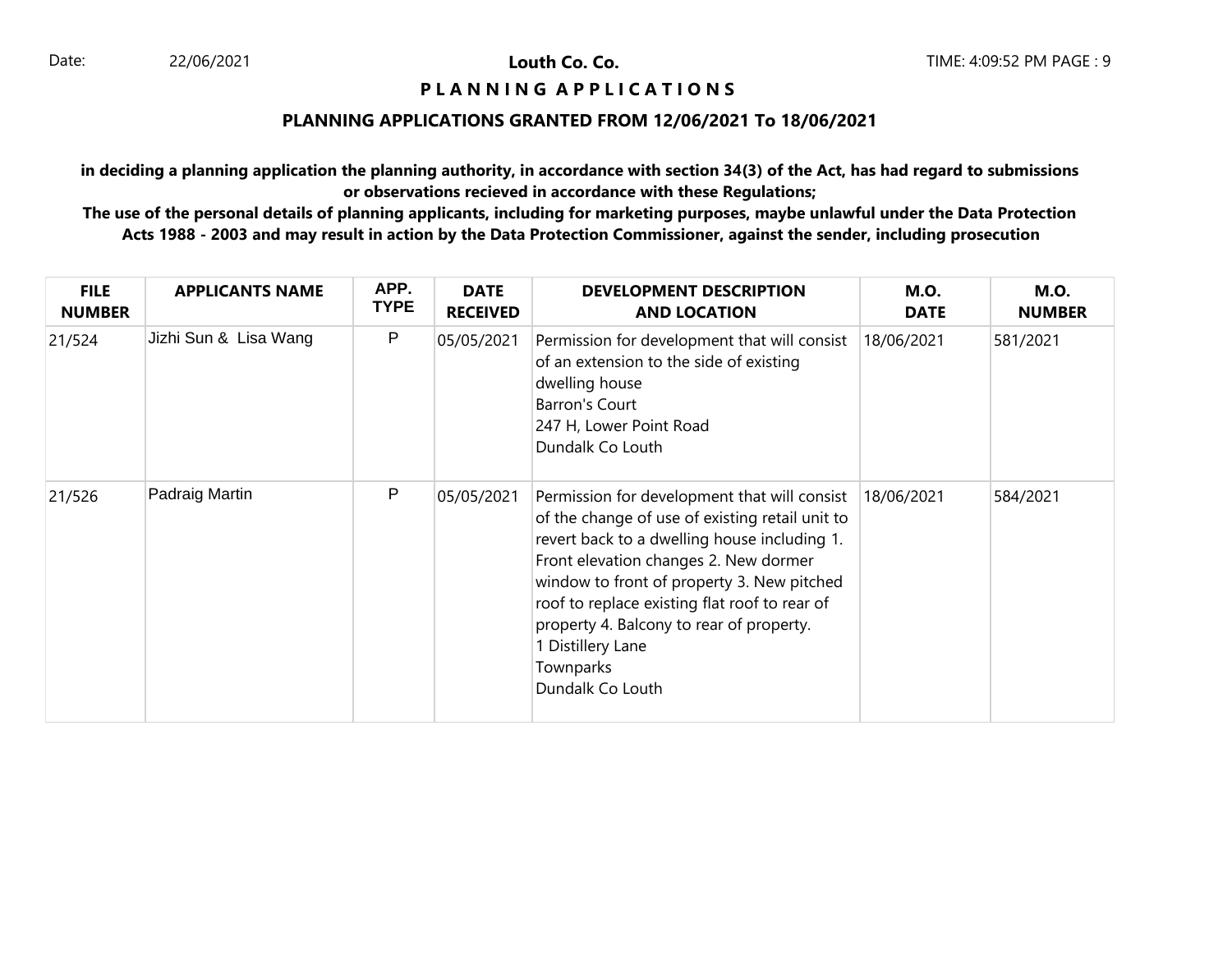**Louth Co. Co.**

**P L A N N I N G   A P P L I C A T I O N S**

**PLANNING APPLICATIONS GRANTED FROM 12/06/2021 To 18/06/2021**

**in deciding a planning application the planning authority, in accordance with section 34(3) of the Act, has had regard to submissions or observations recieved in accordance with these Regulations;**

**The use of the personal details of planning applicants, including for marketing purposes, maybe unlawful under the Data Protection Acts 1988 - 2003 and may result in action by the Data Protection Commissioner, against the sender, including prosecution**

| FILE NUMBER | APPLICANTS NAME | APP. TYPE | DATE RECEIVED | DEVELOPMENT DESCRIPTION AND LOCATION | M.O. DATE | M.O. NUMBER |
|---|---|---|---|---|---|---|
| 21/524 | Jizhi Sun & Lisa Wang | P | 05/05/2021 | Permission for development that will consist of an extension to the side of existing dwelling house<br>Barron's Court<br>247 H, Lower Point Road<br>Dundalk Co Louth | 18/06/2021 | 581/2021 |
| 21/526 | Padraig Martin | P | 05/05/2021 | Permission for development that will consist of the change of use of existing retail unit to revert back to a dwelling house including 1. Front elevation changes 2. New dormer window to front of property 3. New pitched roof to replace existing flat roof to rear of property 4. Balcony to rear of property.<br>1 Distillery Lane<br>Townparks<br>Dundalk Co Louth | 18/06/2021 | 584/2021 |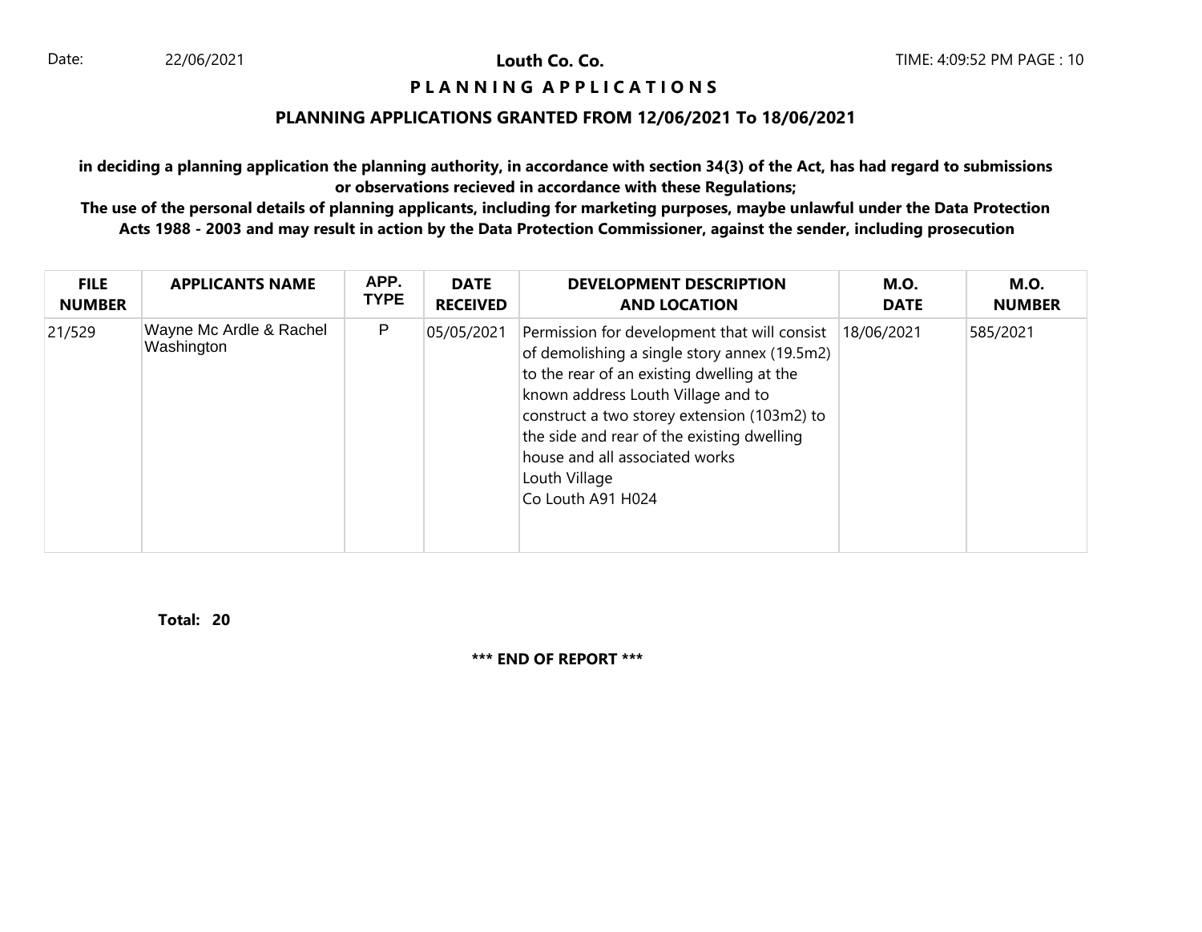**Louth Co. Co.**

**P L A N N I N G   A P P L I C A T I O N S**

## PLANNING APPLICATIONS GRANTED FROM 12/06/2021 To 18/06/2021

**in deciding a planning application the planning authority, in accordance with section 34(3) of the Act, has had regard to submissions or observations recieved in accordance with these Regulations;**

**The use of the personal details of planning applicants, including for marketing purposes, maybe unlawful under the Data Protection Acts 1988 - 2003 and may result in action by the Data Protection Commissioner, against the sender, including prosecution**

| FILE NUMBER | APPLICANTS NAME | APP. TYPE | DATE RECEIVED | DEVELOPMENT DESCRIPTION AND LOCATION | M.O. DATE | M.O. NUMBER |
|---|---|---|---|---|---|---|
| 21/529 | Wayne Mc Ardle & Rachel Washington | P | 05/05/2021 | Permission for development that will consist of demolishing a single story annex (19.5m2) to the rear of an existing dwelling at the known address Louth Village and to construct a two storey extension (103m2) to the side and rear of the existing dwelling house and all associated works<br>Louth Village<br>Co Louth A91 H024 | 18/06/2021 | 585/2021 |

**Total: 20**

**\*\*\* END OF REPORT \*\*\***